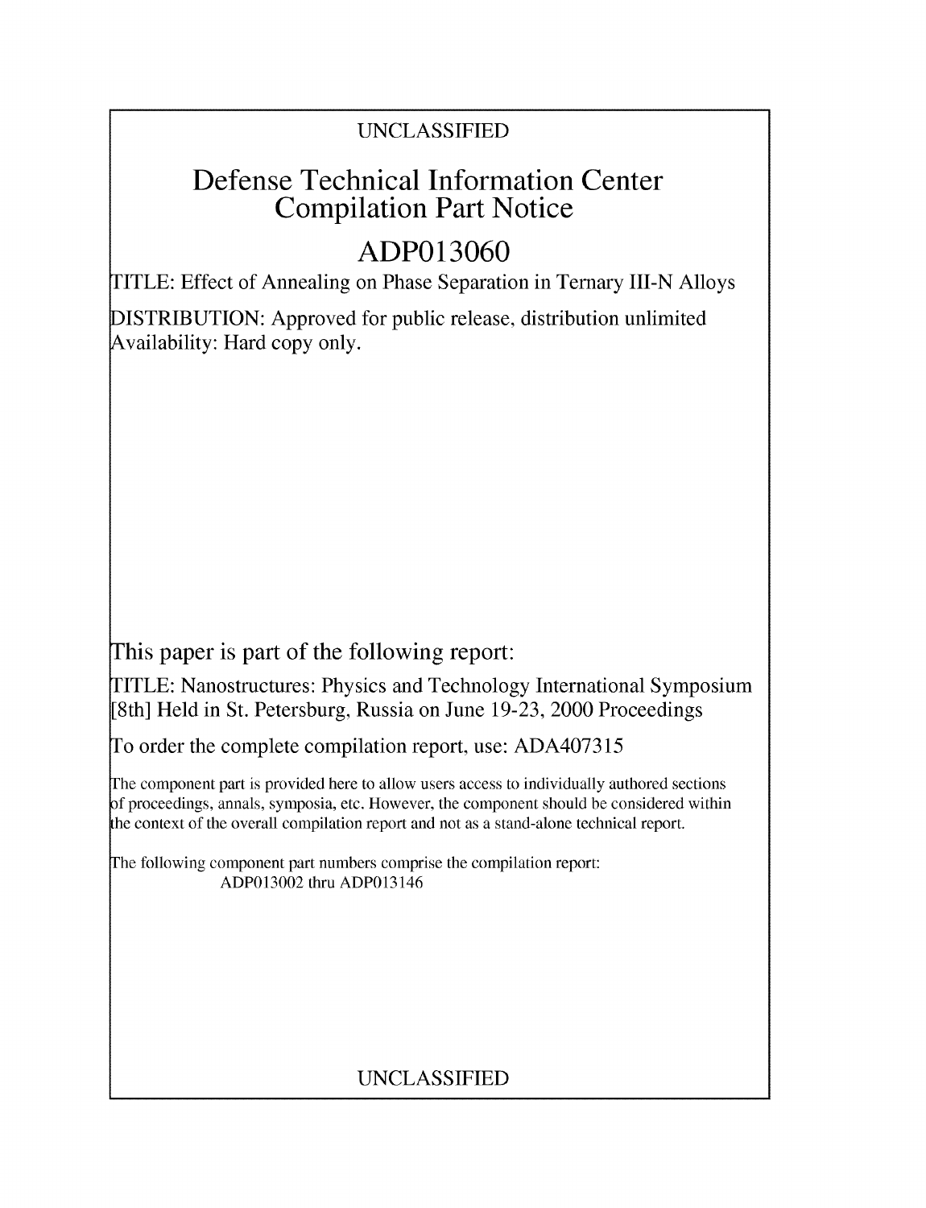UNCLASSIFIED

# Defense Technical Information Center Compilation Part Notice

## ADP013060

TITLE: Effect of Annealing on Phase Separation in Ternary III-N Alloys

DISTRIBUTION: Approved for public release, distribution unlimited
Availability: Hard copy only.

This paper is part of the following report:

TITLE: Nanostructures: Physics and Technology International Symposium [8th] Held in St. Petersburg, Russia on June 19-23, 2000 Proceedings

To order the complete compilation report, use: ADA407315

The component part is provided here to allow users access to individually authored sections of proceedings, annals, symposia, etc. However, the component should be considered within the context of the overall compilation report and not as a stand-alone technical report.

The following component part numbers comprise the compilation report:
ADP013002 thru ADP013146

UNCLASSIFIED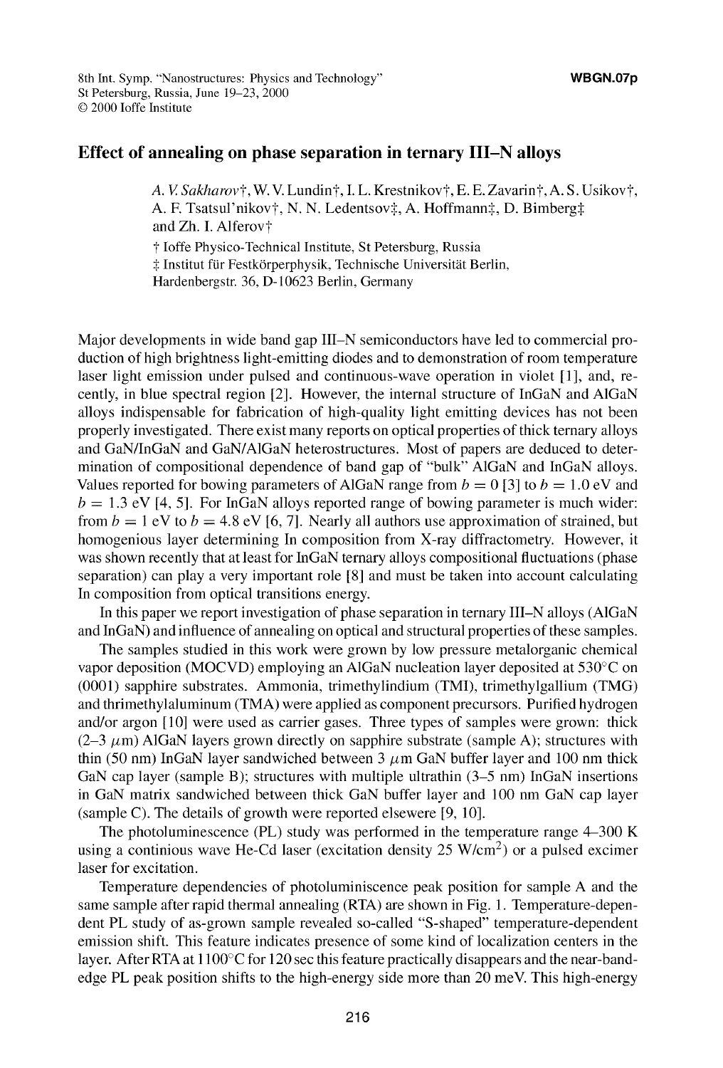# Effect of annealing on phase separation in ternary III–N alloys

*A. V. Sakharov*†, W. V. Lundin†, I. L. Krestnikov†, E. E. Zavarin†, A. S. Usikov†, A. F. Tsatsul'nikov†, N. N. Ledentsov‡, A. Hoffmann‡, D. Bimberg‡ and Zh. I. Alferov†

† Ioffe Physico-Technical Institute, St Petersburg, Russia
‡ Institut für Festkörperphysik, Technische Universität Berlin, Hardenbergstr. 36, D-10623 Berlin, Germany

Major developments in wide band gap III–N semiconductors have led to commercial production of high brightness light-emitting diodes and to demonstration of room temperature laser light emission under pulsed and continuous-wave operation in violet [1], and, recently, in blue spectral region [2]. However, the internal structure of InGaN and AlGaN alloys indispensable for fabrication of high-quality light emitting devices has not been properly investigated. There exist many reports on optical properties of thick ternary alloys and GaN/InGaN and GaN/AlGaN heterostructures. Most of papers are deduced to determination of compositional dependence of band gap of "bulk" AlGaN and InGaN alloys. Values reported for bowing parameters of AlGaN range from $b = 0$ [3] to $b = 1.0$ eV and $b = 1.3$ eV [4, 5]. For InGaN alloys reported range of bowing parameter is much wider: from $b = 1$ eV to $b = 4.8$ eV [6, 7]. Nearly all authors use approximation of strained, but homogenious layer determining In composition from X-ray diffractometry. However, it was shown recently that at least for InGaN ternary alloys compositional fluctuations (phase separation) can play a very important role [8] and must be taken into account calculating In composition from optical transitions energy.

In this paper we report investigation of phase separation in ternary III–N alloys (AlGaN and InGaN) and influence of annealing on optical and structural properties of these samples.

The samples studied in this work were grown by low pressure metalorganic chemical vapor deposition (MOCVD) employing an AlGaN nucleation layer deposited at 530°C on (0001) sapphire substrates. Ammonia, trimethylindium (TMI), trimethylgallium (TMG) and thrimethylaluminum (TMA) were applied as component precursors. Purified hydrogen and/or argon [10] were used as carrier gases. Three types of samples were grown: thick (2–3 $\mu$m) AlGaN layers grown directly on sapphire substrate (sample A); structures with thin (50 nm) InGaN layer sandwiched between 3 $\mu$m GaN buffer layer and 100 nm thick GaN cap layer (sample B); structures with multiple ultrathin (3–5 nm) InGaN insertions in GaN matrix sandwiched between thick GaN buffer layer and 100 nm GaN cap layer (sample C). The details of growth were reported elsewere [9, 10].

The photoluminescence (PL) study was performed in the temperature range 4–300 K using a continious wave He-Cd laser (excitation density 25 W/cm$^2$) or a pulsed excimer laser for excitation.

Temperature dependencies of photoluminiscence peak position for sample A and the same sample after rapid thermal annealing (RTA) are shown in Fig. 1. Temperature-dependent PL study of as-grown sample revealed so-called "S-shaped" temperature-dependent emission shift. This feature indicates presence of some kind of localization centers in the layer. After RTA at 1100°C for 120 sec this feature practically disappears and the near-band-edge PL peak position shifts to the high-energy side more than 20 meV. This high-energy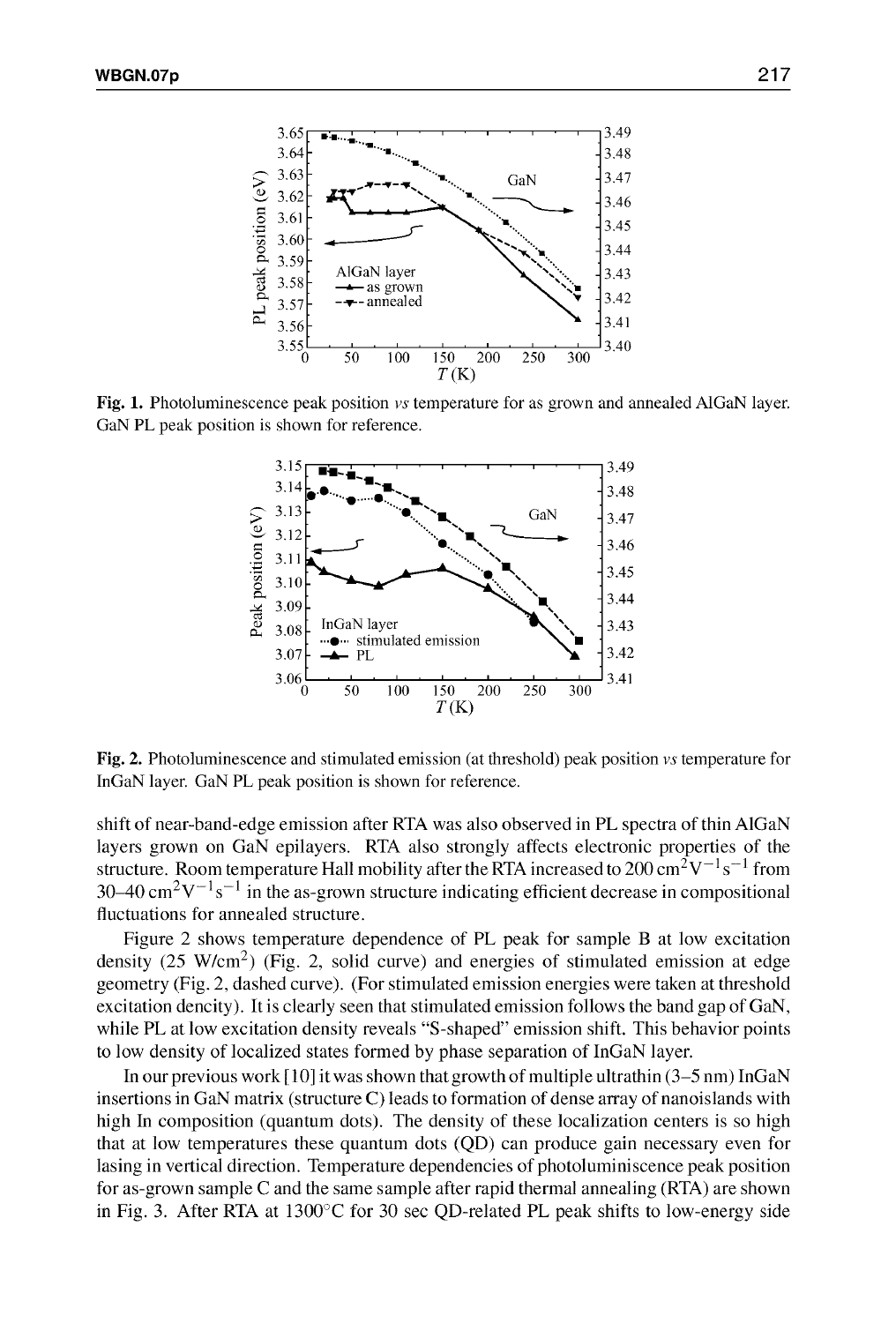**Fig. 1.** Photoluminescence peak position *vs* temperature for as grown and annealed AlGaN layer. GaN PL peak position is shown for reference.

**Fig. 2.** Photoluminescence and stimulated emission (at threshold) peak position *vs* temperature for InGaN layer. GaN PL peak position is shown for reference.

shift of near-band-edge emission after RTA was also observed in PL spectra of thin AlGaN layers grown on GaN epilayers. RTA also strongly affects electronic properties of the structure. Room temperature Hall mobility after the RTA increased to 200 $cm^2V^{-1}s^{-1}$ from 30–40 $cm^2V^{-1}s^{-1}$ in the as-grown structure indicating efficient decrease in compositional fluctuations for annealed structure.

Figure 2 shows temperature dependence of PL peak for sample B at low excitation density (25 W/$cm^2$) (Fig. 2, solid curve) and energies of stimulated emission at edge geometry (Fig. 2, dashed curve). (For stimulated emission energies were taken at threshold excitation dencity). It is clearly seen that stimulated emission follows the band gap of GaN, while PL at low excitation density reveals "S-shaped" emission shift. This behavior points to low density of localized states formed by phase separation of InGaN layer.

In our previous work [10] it was shown that growth of multiple ultrathin (3–5 nm) InGaN insertions in GaN matrix (structure C) leads to formation of dense array of nanoislands with high In composition (quantum dots). The density of these localization centers is so high that at low temperatures these quantum dots (QD) can produce gain necessary even for lasing in vertical direction. Temperature dependencies of photoluminiscence peak position for as-grown sample C and the same sample after rapid thermal annealing (RTA) are shown in Fig. 3. After RTA at 1300°C for 30 sec QD-related PL peak shifts to low-energy side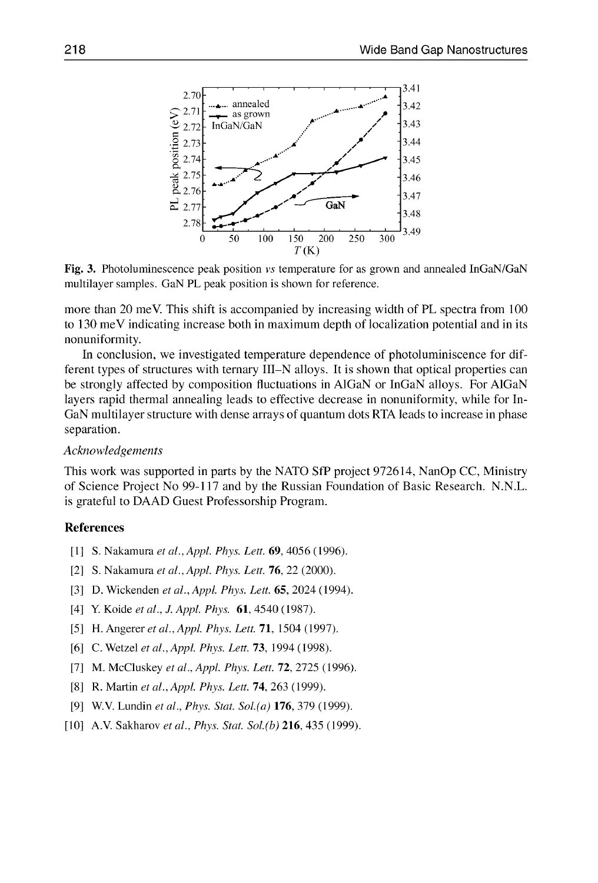2.70
2.71
2.72
2.73
2.74
2.75
2.76
2.77
2.78

PL peak position (eV)

annealed
as grown
InGaN/GaN

GaN

3.41
3.42
3.43
3.44
3.45
3.46
3.47
3.48
3.49

0 50 100 150 200 250 300

$T$ (K)

**Fig. 3.** Photoluminescence peak position *vs* temperature for as grown and annealed InGaN/GaN multilayer samples. GaN PL peak position is shown for reference.

more than 20 meV. This shift is accompanied by increasing width of PL spectra from 100 to 130 meV indicating increase both in maximum depth of localization potential and in its nonuniformity.

In conclusion, we investigated temperature dependence of photoluminiscence for different types of structures with ternary III–N alloys. It is shown that optical properties can be strongly affected by composition fluctuations in AlGaN or InGaN alloys. For AlGaN layers rapid thermal annealing leads to effective decrease in nonuniformity, while for InGaN multilayer structure with dense arrays of quantum dots RTA leads to increase in phase separation.

*Acknowledgements*

This work was supported in parts by the NATO SfP project 972614, NanOp CC, Ministry of Science Project No 99-117 and by the Russian Foundation of Basic Research. N.N.L. is grateful to DAAD Guest Professorship Program.

## References

[1] S. Nakamura *et al., Appl. Phys. Lett.* **69**, 4056 (1996).

[2] S. Nakamura *et al., Appl. Phys. Lett.* **76**, 22 (2000).

[3] D. Wickenden *et al., Appl. Phys. Lett.* **65**, 2024 (1994).

[4] Y. Koide *et al., J. Appl. Phys.* **61**, 4540 (1987).

[5] H. Angerer *et al., Appl. Phys. Lett.* **71**, 1504 (1997).

[6] C. Wetzel *et al., Appl. Phys. Lett.* **73**, 1994 (1998).

[7] M. McCluskey *et al., Appl. Phys. Lett.* **72**, 2725 (1996).

[8] R. Martin *et al., Appl. Phys. Lett.* **74**, 263 (1999).

[9] W.V. Lundin *et al., Phys. Stat. Sol.(a)* **176**, 379 (1999).

[10] A.V. Sakharov *et al., Phys. Stat. Sol.(b)* **216**, 435 (1999).